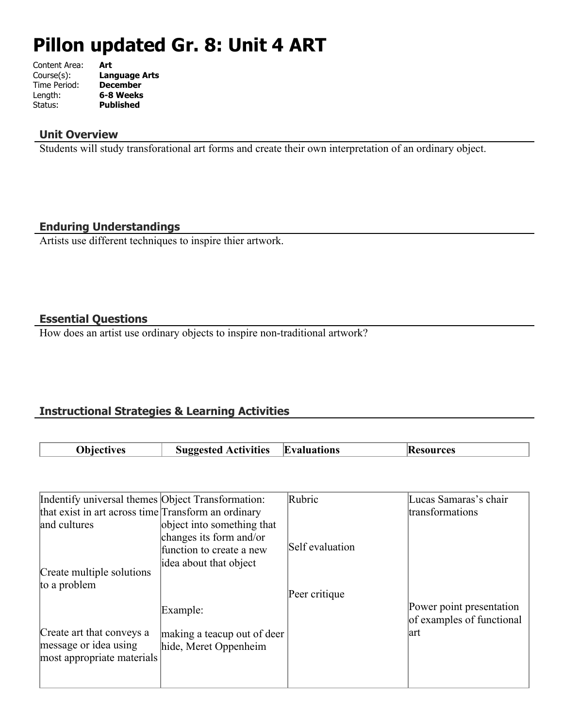# Pillon updated Gr. 8: Unit 4 ART

Content Area: **Art**
Course(s): **Language Arts**
Time Period: **December**
Length: **6-8 Weeks**
Status: **Published**

## Unit Overview

Students will study transforational art forms and create their own interpretation of an ordinary object.

## Enduring Understandings

Artists use different techniques to inspire thier artwork.

## Essential Questions

How does an artist use ordinary objects to inspire non-traditional artwork?

## Instructional Strategies & Learning Activities

| Objectives | Suggested Activities | Evaluations | Resources |
|---|---|---|---|
| Indentify universal themes that exist in art across time and cultures<br><br>Create multiple solutions to a problem<br><br>Create art that conveys a message or idea using most appropriate materials | Object Transformation: Transform an ordinary object into something that changes its form and/or function to create a new idea about that object<br><br>Example:<br><br>making a teacup out of deer hide, Meret Oppenheim | Rubric<br><br>Self evaluation<br><br>Peer critique | Lucas Samaras's chair transformations<br><br>Power point presentation of examples of functional art |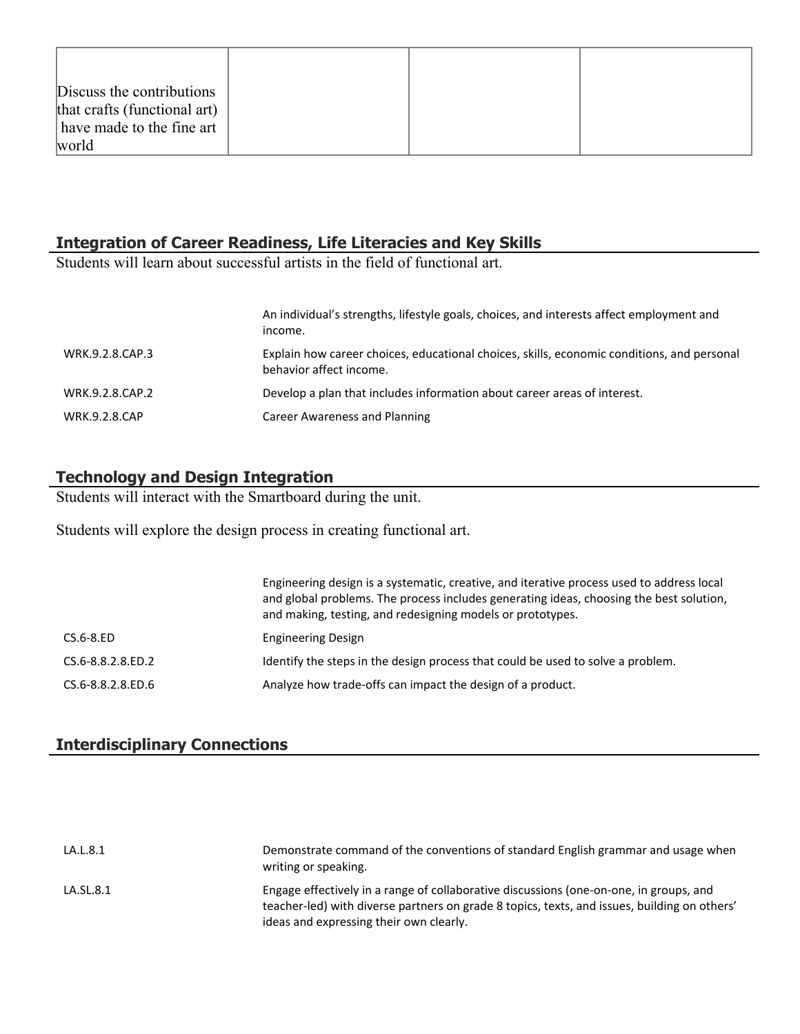| Discuss the contributions that crafts (functional art) have made to the fine art world | | | |
|---|---|---|---|

## Integration of Career Readiness, Life Literacies and Key Skills

Students will learn about successful artists in the field of functional art.

| | |
|---|---|
| | An individual's strengths, lifestyle goals, choices, and interests affect employment and income. |
| WRK.9.2.8.CAP.3 | Explain how career choices, educational choices, skills, economic conditions, and personal behavior affect income. |
| WRK.9.2.8.CAP.2 | Develop a plan that includes information about career areas of interest. |
| WRK.9.2.8.CAP | Career Awareness and Planning |

## Technology and Design Integration

Students will interact with the Smartboard during the unit.

Students will explore the design process in creating functional art.

| | |
|---|---|
| | Engineering design is a systematic, creative, and iterative process used to address local and global problems. The process includes generating ideas, choosing the best solution, and making, testing, and redesigning models or prototypes. |
| CS.6-8.ED | Engineering Design |
| CS.6-8.8.2.8.ED.2 | Identify the steps in the design process that could be used to solve a problem. |
| CS.6-8.8.2.8.ED.6 | Analyze how trade-offs can impact the design of a product. |

## Interdisciplinary Connections

| | |
|---|---|
| LA.L.8.1 | Demonstrate command of the conventions of standard English grammar and usage when writing or speaking. |
| LA.SL.8.1 | Engage effectively in a range of collaborative discussions (one-on-one, in groups, and teacher-led) with diverse partners on grade 8 topics, texts, and issues, building on others' ideas and expressing their own clearly. |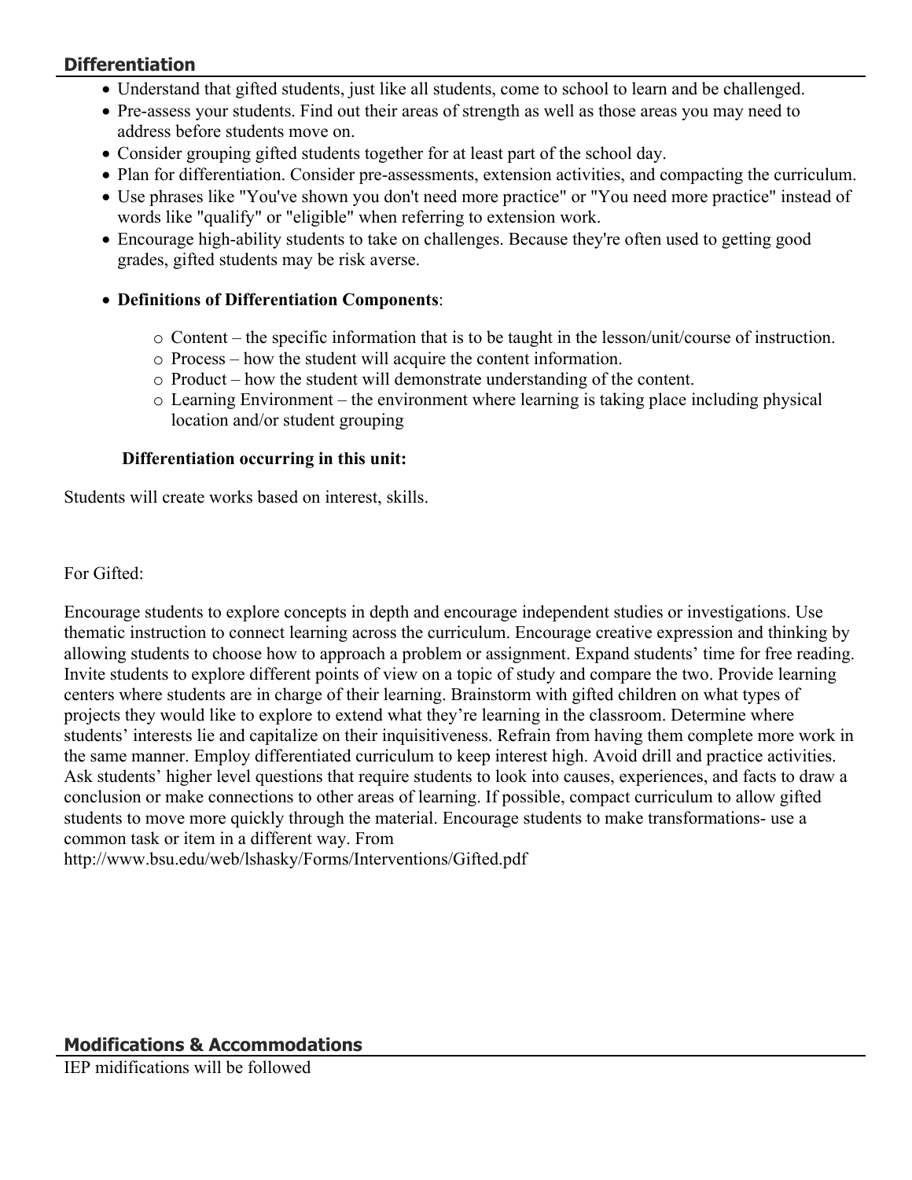## Differentiation

- Understand that gifted students, just like all students, come to school to learn and be challenged.
- Pre-assess your students. Find out their areas of strength as well as those areas you may need to address before students move on.
- Consider grouping gifted students together for at least part of the school day.
- Plan for differentiation. Consider pre-assessments, extension activities, and compacting the curriculum.
- Use phrases like "You've shown you don't need more practice" or "You need more practice" instead of words like "qualify" or "eligible" when referring to extension work.
- Encourage high-ability students to take on challenges. Because they're often used to getting good grades, gifted students may be risk averse.
- **Definitions of Differentiation Components**:
  - Content – the specific information that is to be taught in the lesson/unit/course of instruction.
  - Process – how the student will acquire the content information.
  - Product – how the student will demonstrate understanding of the content.
  - Learning Environment – the environment where learning is taking place including physical location and/or student grouping

**Differentiation occurring in this unit:**

Students will create works based on interest, skills.

For Gifted:

Encourage students to explore concepts in depth and encourage independent studies or investigations. Use thematic instruction to connect learning across the curriculum. Encourage creative expression and thinking by allowing students to choose how to approach a problem or assignment. Expand students' time for free reading. Invite students to explore different points of view on a topic of study and compare the two. Provide learning centers where students are in charge of their learning. Brainstorm with gifted children on what types of projects they would like to explore to extend what they're learning in the classroom. Determine where students' interests lie and capitalize on their inquisitiveness. Refrain from having them complete more work in the same manner. Employ differentiated curriculum to keep interest high. Avoid drill and practice activities. Ask students' higher level questions that require students to look into causes, experiences, and facts to draw a conclusion or make connections to other areas of learning. If possible, compact curriculum to allow gifted students to move more quickly through the material. Encourage students to make transformations- use a common task or item in a different way. From http://www.bsu.edu/web/lshasky/Forms/Interventions/Gifted.pdf

## Modifications & Accommodations

IEP midifications will be followed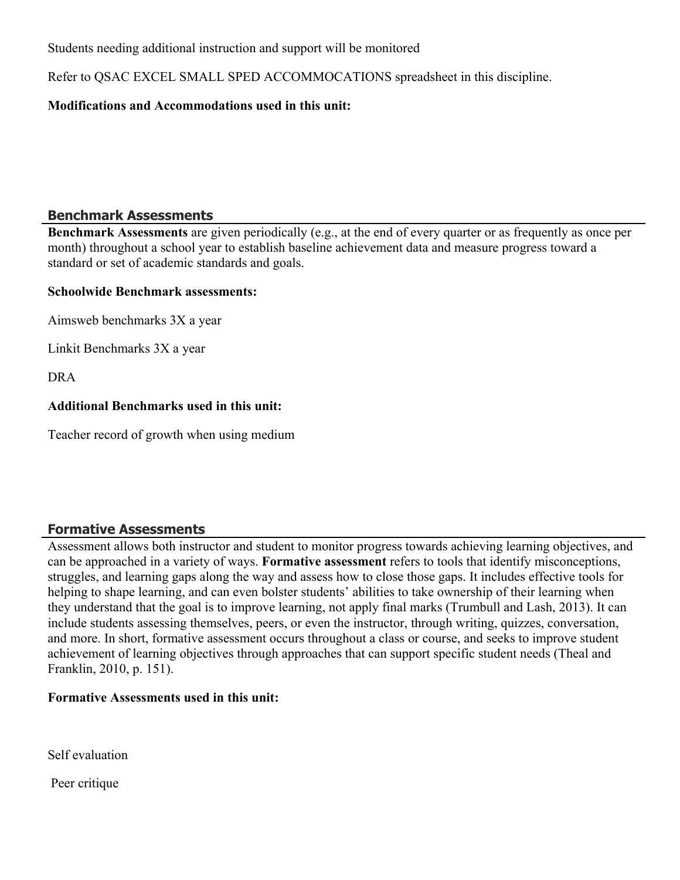Students needing additional instruction and support will be monitored

Refer to QSAC EXCEL SMALL SPED ACCOMMOCATIONS spreadsheet in this discipline.

**Modifications and Accommodations used in this unit:**

## Benchmark Assessments

**Benchmark Assessments** are given periodically (e.g., at the end of every quarter or as frequently as once per month) throughout a school year to establish baseline achievement data and measure progress toward a standard or set of academic standards and goals.

**Schoolwide Benchmark assessments:**

Aimsweb benchmarks 3X a year

Linkit Benchmarks 3X a year

DRA

**Additional Benchmarks used in this unit:**

Teacher record of growth when using medium

## Formative Assessments

Assessment allows both instructor and student to monitor progress towards achieving learning objectives, and can be approached in a variety of ways. **Formative assessment** refers to tools that identify misconceptions, struggles, and learning gaps along the way and assess how to close those gaps. It includes effective tools for helping to shape learning, and can even bolster students' abilities to take ownership of their learning when they understand that the goal is to improve learning, not apply final marks (Trumbull and Lash, 2013). It can include students assessing themselves, peers, or even the instructor, through writing, quizzes, conversation, and more. In short, formative assessment occurs throughout a class or course, and seeks to improve student achievement of learning objectives through approaches that can support specific student needs (Theal and Franklin, 2010, p. 151).

**Formative Assessments used in this unit:**

Self evaluation

Peer critique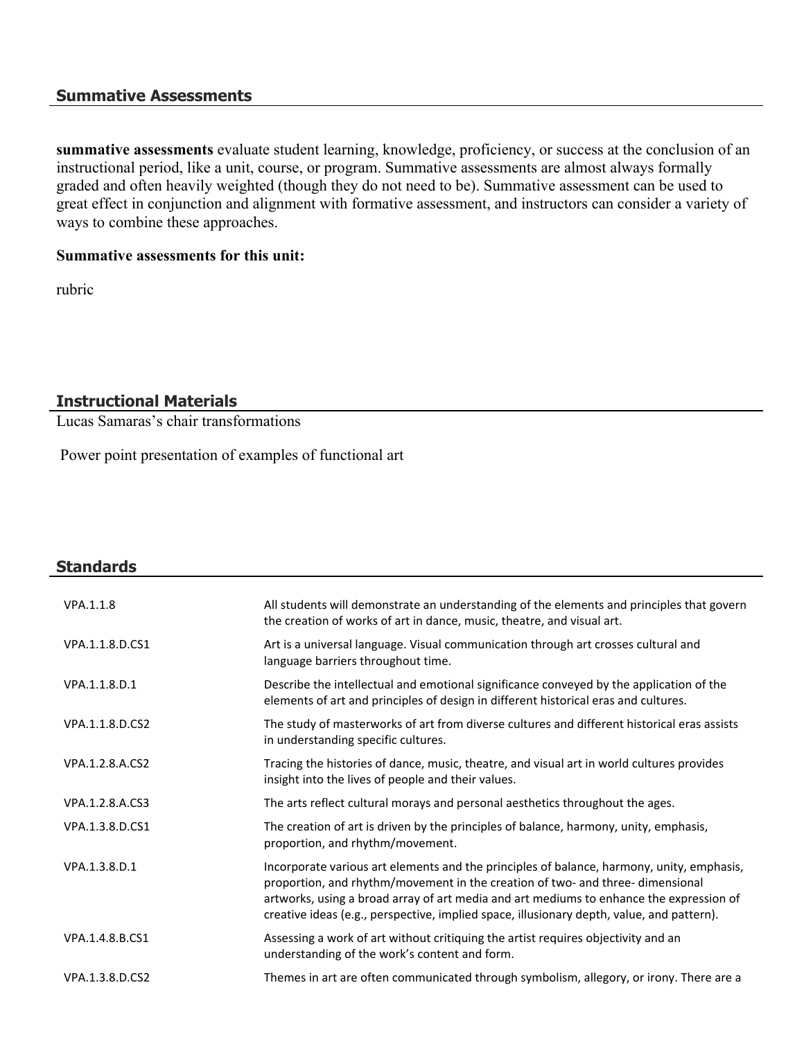## Summative Assessments

**summative assessments** evaluate student learning, knowledge, proficiency, or success at the conclusion of an instructional period, like a unit, course, or program. Summative assessments are almost always formally graded and often heavily weighted (though they do not need to be). Summative assessment can be used to great effect in conjunction and alignment with formative assessment, and instructors can consider a variety of ways to combine these approaches.

**Summative assessments for this unit:**

rubric

## Instructional Materials

Lucas Samaras's chair transformations

Power point presentation of examples of functional art

## Standards

| | |
|---|---|
| VPA.1.1.8 | All students will demonstrate an understanding of the elements and principles that govern the creation of works of art in dance, music, theatre, and visual art. |
| VPA.1.1.8.D.CS1 | Art is a universal language. Visual communication through art crosses cultural and language barriers throughout time. |
| VPA.1.1.8.D.1 | Describe the intellectual and emotional significance conveyed by the application of the elements of art and principles of design in different historical eras and cultures. |
| VPA.1.1.8.D.CS2 | The study of masterworks of art from diverse cultures and different historical eras assists in understanding specific cultures. |
| VPA.1.2.8.A.CS2 | Tracing the histories of dance, music, theatre, and visual art in world cultures provides insight into the lives of people and their values. |
| VPA.1.2.8.A.CS3 | The arts reflect cultural morays and personal aesthetics throughout the ages. |
| VPA.1.3.8.D.CS1 | The creation of art is driven by the principles of balance, harmony, unity, emphasis, proportion, and rhythm/movement. |
| VPA.1.3.8.D.1 | Incorporate various art elements and the principles of balance, harmony, unity, emphasis, proportion, and rhythm/movement in the creation of two- and three- dimensional artworks, using a broad array of art media and art mediums to enhance the expression of creative ideas (e.g., perspective, implied space, illusionary depth, value, and pattern). |
| VPA.1.4.8.B.CS1 | Assessing a work of art without critiquing the artist requires objectivity and an understanding of the work's content and form. |
| VPA.1.3.8.D.CS2 | Themes in art are often communicated through symbolism, allegory, or irony. There are a |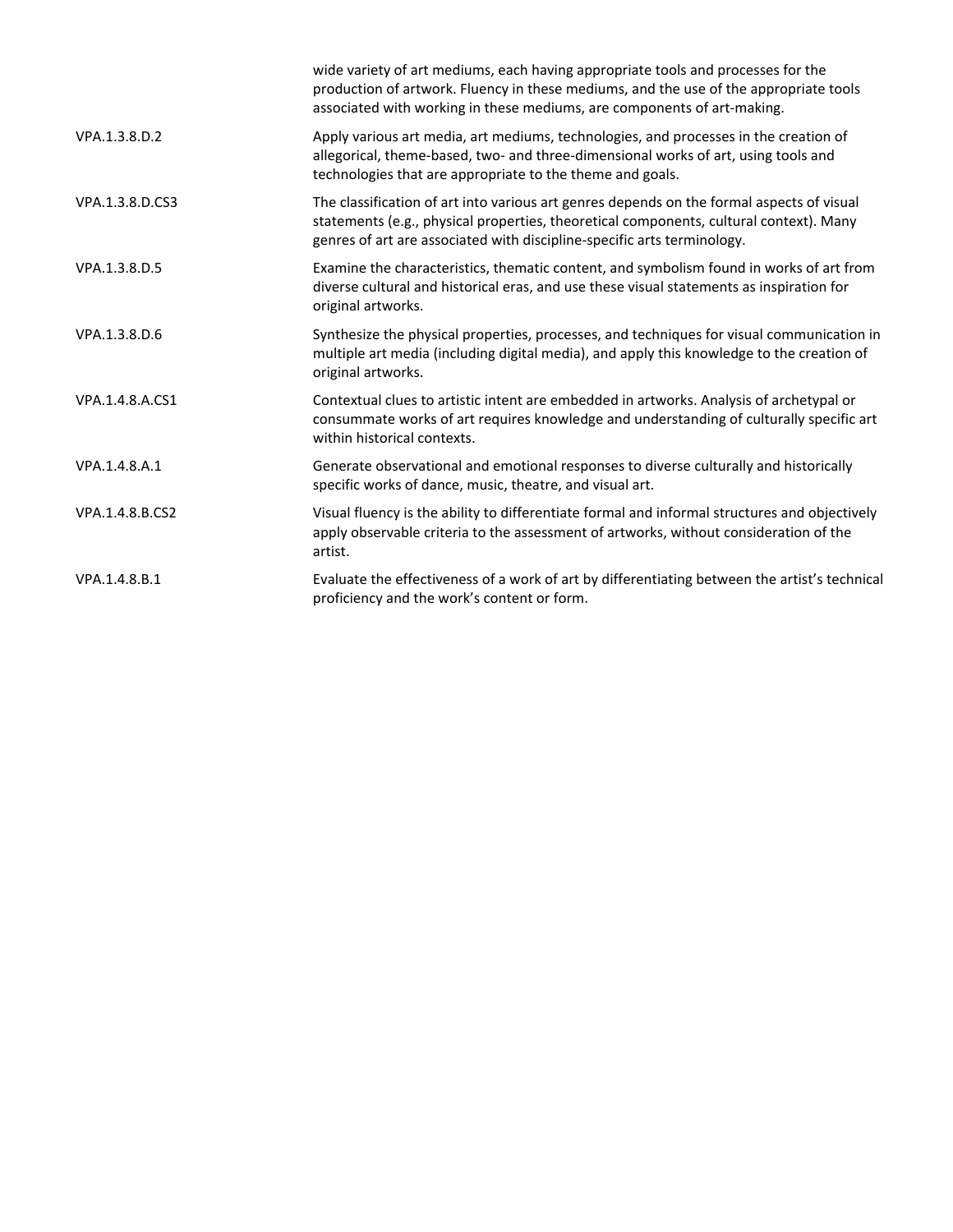| | |
|---|---|
| | wide variety of art mediums, each having appropriate tools and processes for the production of artwork. Fluency in these mediums, and the use of the appropriate tools associated with working in these mediums, are components of art-making. |
| VPA.1.3.8.D.2 | Apply various art media, art mediums, technologies, and processes in the creation of allegorical, theme-based, two- and three-dimensional works of art, using tools and technologies that are appropriate to the theme and goals. |
| VPA.1.3.8.D.CS3 | The classification of art into various art genres depends on the formal aspects of visual statements (e.g., physical properties, theoretical components, cultural context). Many genres of art are associated with discipline-specific arts terminology. |
| VPA.1.3.8.D.5 | Examine the characteristics, thematic content, and symbolism found in works of art from diverse cultural and historical eras, and use these visual statements as inspiration for original artworks. |
| VPA.1.3.8.D.6 | Synthesize the physical properties, processes, and techniques for visual communication in multiple art media (including digital media), and apply this knowledge to the creation of original artworks. |
| VPA.1.4.8.A.CS1 | Contextual clues to artistic intent are embedded in artworks. Analysis of archetypal or consummate works of art requires knowledge and understanding of culturally specific art within historical contexts. |
| VPA.1.4.8.A.1 | Generate observational and emotional responses to diverse culturally and historically specific works of dance, music, theatre, and visual art. |
| VPA.1.4.8.B.CS2 | Visual fluency is the ability to differentiate formal and informal structures and objectively apply observable criteria to the assessment of artworks, without consideration of the artist. |
| VPA.1.4.8.B.1 | Evaluate the effectiveness of a work of art by differentiating between the artist's technical proficiency and the work's content or form. |